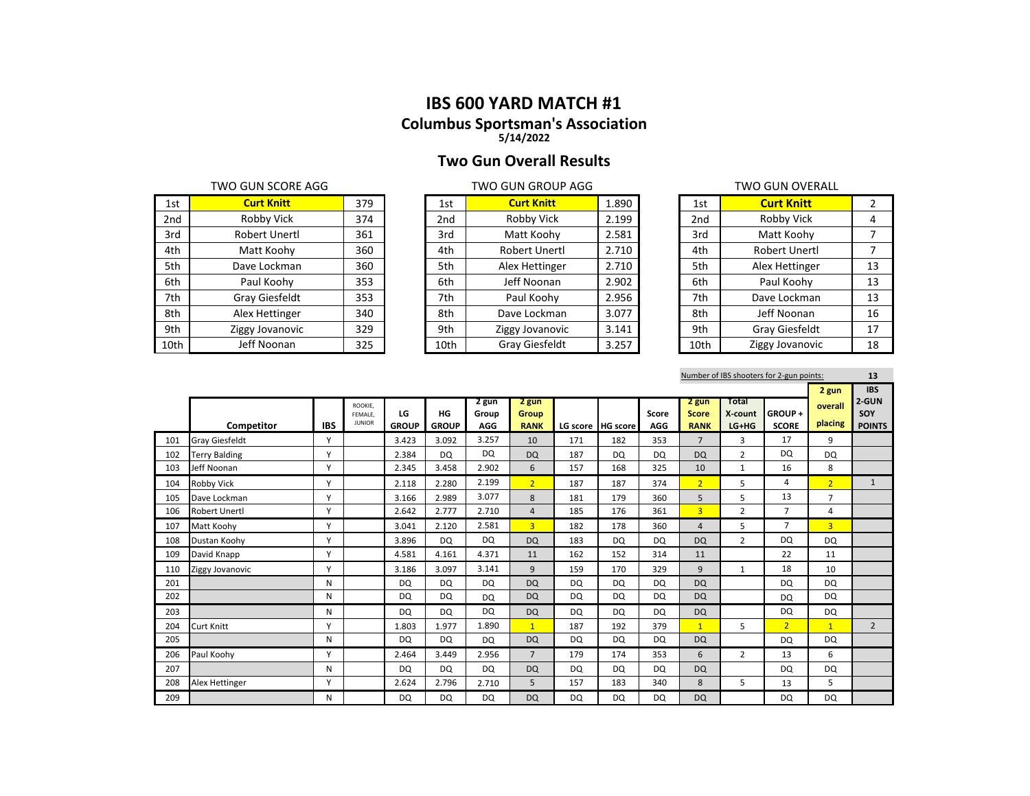# IBS 600 YARD MATCH #1

## Columbus Sportsman's Association

**5/14/2022**

## Two Gun Overall Results

TWO GUN SCORE AGG

| | | |
|---|---|---|
| 1st | **Curt Knitt** | 379 |
| 2nd | Robby Vick | 374 |
| 3rd | Robert Unertl | 361 |
| 4th | Matt Koohy | 360 |
| 5th | Dave Lockman | 360 |
| 6th | Paul Koohy | 353 |
| 7th | Gray Giesfeldt | 353 |
| 8th | Alex Hettinger | 340 |
| 9th | Ziggy Jovanovic | 329 |
| 10th | Jeff Noonan | 325 |

TWO GUN GROUP AGG

| | | |
|---|---|---|
| 1st | **Curt Knitt** | 1.890 |
| 2nd | Robby Vick | 2.199 |
| 3rd | Matt Koohy | 2.581 |
| 4th | Robert Unertl | 2.710 |
| 5th | Alex Hettinger | 2.710 |
| 6th | Jeff Noonan | 2.902 |
| 7th | Paul Koohy | 2.956 |
| 8th | Dave Lockman | 3.077 |
| 9th | Ziggy Jovanovic | 3.141 |
| 10th | Gray Giesfeldt | 3.257 |

TWO GUN OVERALL

| | | |
|---|---|---|
| 1st | **Curt Knitt** | 2 |
| 2nd | Robby Vick | 4 |
| 3rd | Matt Koohy | 7 |
| 4th | Robert Unertl | 7 |
| 5th | Alex Hettinger | 13 |
| 6th | Paul Koohy | 13 |
| 7th | Dave Lockman | 13 |
| 8th | Jeff Noonan | 16 |
| 9th | Gray Giesfeldt | 17 |
| 10th | Ziggy Jovanovic | 18 |

Number of IBS shooters for 2-gun points: 13

| | Competitor | IBS | ROOKIE, FEMALE, JUNIOR | LG GROUP | HG GROUP | 2 gun Group AGG | 2 gun Group RANK | LG score | HG score | Score AGG | 2 gun Score RANK | Total X-count LG+HG | GROUP + SCORE | 2 gun overall placing | IBS 2-GUN SOY POINTS |
|---|---|---|---|---|---|---|---|---|---|---|---|---|---|---|---|
| 101 | Gray Giesfeldt | Y | | 3.423 | 3.092 | 3.257 | 10 | 171 | 182 | 353 | 7 | 3 | 17 | 9 | |
| 102 | Terry Balding | Y | | 2.384 | DQ | DQ | DQ | 187 | DQ | DQ | DQ | 2 | DQ | DQ | |
| 103 | Jeff Noonan | Y | | 2.345 | 3.458 | 2.902 | 6 | 157 | 168 | 325 | 10 | 1 | 16 | 8 | |
| 104 | Robby Vick | Y | | 2.118 | 2.280 | 2.199 | 2 | 187 | 187 | 374 | 2 | 5 | 4 | 2 | 1 |
| 105 | Dave Lockman | Y | | 3.166 | 2.989 | 3.077 | 8 | 181 | 179 | 360 | 5 | 5 | 13 | 7 | |
| 106 | Robert Unertl | Y | | 2.642 | 2.777 | 2.710 | 4 | 185 | 176 | 361 | 3 | 2 | 7 | 4 | |
| 107 | Matt Koohy | Y | | 3.041 | 2.120 | 2.581 | 3 | 182 | 178 | 360 | 4 | 5 | 7 | 3 | |
| 108 | Dustan Koohy | Y | | 3.896 | DQ | DQ | DQ | 183 | DQ | DQ | DQ | 2 | DQ | DQ | |
| 109 | David Knapp | Y | | 4.581 | 4.161 | 4.371 | 11 | 162 | 152 | 314 | 11 | | 22 | 11 | |
| 110 | Ziggy Jovanovic | Y | | 3.186 | 3.097 | 3.141 | 9 | 159 | 170 | 329 | 9 | 1 | 18 | 10 | |
| 201 | | N | | DQ | DQ | DQ | DQ | DQ | DQ | DQ | DQ | | DQ | DQ | |
| 202 | | N | | DQ | DQ | DQ | DQ | DQ | DQ | DQ | DQ | | DQ | DQ | |
| 203 | | N | | DQ | DQ | DQ | DQ | DQ | DQ | DQ | DQ | | DQ | DQ | |
| 204 | Curt Knitt | Y | | 1.803 | 1.977 | 1.890 | 1 | 187 | 192 | 379 | 1 | 5 | 2 | 1 | 2 |
| 205 | | N | | DQ | DQ | DQ | DQ | DQ | DQ | DQ | DQ | | DQ | DQ | |
| 206 | Paul Koohy | Y | | 2.464 | 3.449 | 2.956 | 7 | 179 | 174 | 353 | 6 | 2 | 13 | 6 | |
| 207 | | N | | DQ | DQ | DQ | DQ | DQ | DQ | DQ | DQ | | DQ | DQ | |
| 208 | Alex Hettinger | Y | | 2.624 | 2.796 | 2.710 | 5 | 157 | 183 | 340 | 8 | 5 | 13 | 5 | |
| 209 | | N | | DQ | DQ | DQ | DQ | DQ | DQ | DQ | DQ | | DQ | DQ | |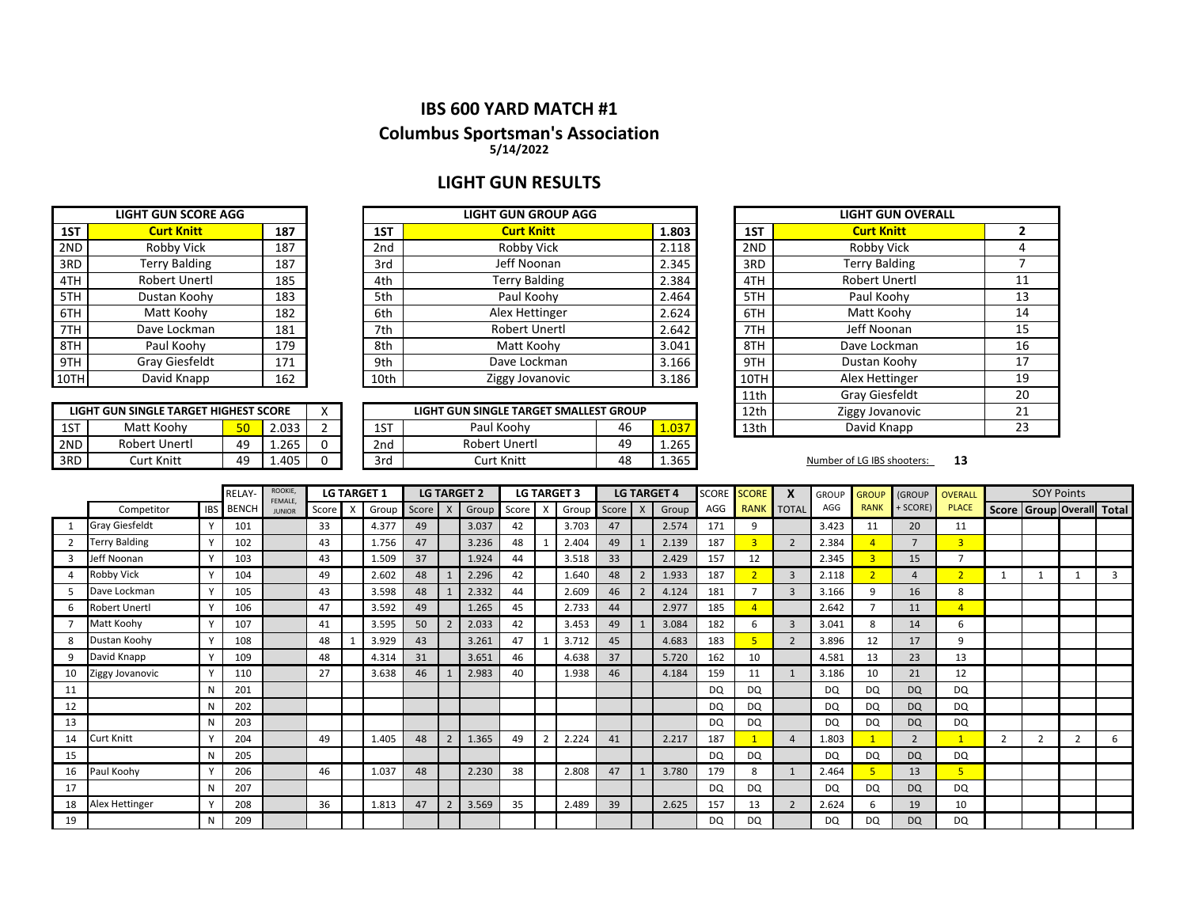# IBS 600 YARD MATCH #1

## Columbus Sportsman's Association

**5/14/2022**

## LIGHT GUN RESULTS

| LIGHT GUN SCORE AGG | | |
|---|---|---|
| 1ST | **Curt Knitt** | **187** |
| 2ND | Robby Vick | 187 |
| 3RD | Terry Balding | 187 |
| 4TH | Robert Unertl | 185 |
| 5TH | Dustan Koohy | 183 |
| 6TH | Matt Koohy | 182 |
| 7TH | Dave Lockman | 181 |
| 8TH | Paul Koohy | 179 |
| 9TH | Gray Giesfeldt | 171 |
| 10TH | David Knapp | 162 |

| LIGHT GUN GROUP AGG | | |
|---|---|---|
| 1ST | **Curt Knitt** | **1.803** |
| 2nd | Robby Vick | 2.118 |
| 3rd | Jeff Noonan | 2.345 |
| 4th | Terry Balding | 2.384 |
| 5th | Paul Koohy | 2.464 |
| 6th | Alex Hettinger | 2.624 |
| 7th | Robert Unertl | 2.642 |
| 8th | Matt Koohy | 3.041 |
| 9th | Dave Lockman | 3.166 |
| 10th | Ziggy Jovanovic | 3.186 |

| LIGHT GUN OVERALL | | |
|---|---|---|
| 1ST | **Curt Knitt** | **2** |
| 2ND | Robby Vick | 4 |
| 3RD | Terry Balding | 7 |
| 4TH | Robert Unertl | 11 |
| 5TH | Paul Koohy | 13 |
| 6TH | Matt Koohy | 14 |
| 7TH | Jeff Noonan | 15 |
| 8TH | Dave Lockman | 16 |
| 9TH | Dustan Koohy | 17 |
| 10TH | Alex Hettinger | 19 |
| 11th | Gray Giesfeldt | 20 |
| 12th | Ziggy Jovanovic | 21 |
| 13th | David Knapp | 23 |

| LIGHT GUN SINGLE TARGET HIGHEST SCORE | | | | X |
|---|---|---|---|---|
| 1ST | Matt Koohy | 50 | 2.033 | 2 |
| 2ND | Robert Unertl | 49 | 1.265 | 0 |
| 3RD | Curt Knitt | 49 | 1.405 | 0 |

| LIGHT GUN SINGLE TARGET SMALLEST GROUP | | | |
|---|---|---|---|
| 1ST | Paul Koohy | 46 | 1.037 |
| 2nd | Robert Unertl | 49 | 1.265 |
| 3rd | Curt Knitt | 48 | 1.365 |

Number of LG IBS shooters: **13**

| | Competitor | IBS | RELAY-BENCH | ROOKIE, FEMALE, JUNIOR | LG TARGET 1 Score | X | Group | LG TARGET 2 Score | X | Group | LG TARGET 3 Score | X | Group | LG TARGET 4 Score | X | Group | SCORE AGG | SCORE RANK | X TOTAL | GROUP AGG | GROUP RANK | (GROUP + SCORE) | OVERALL PLACE | SOY Points Score | Group | Overall | Total |
|---|---|---|---|---|---|---|---|---|---|---|---|---|---|---|---|---|---|---|---|---|---|---|---|---|---|---|---|
| 1 | Gray Giesfeldt | Y | 101 | | 33 | | 4.377 | 49 | | 3.037 | 42 | | 3.703 | 47 | | 2.574 | 171 | 9 | | 3.423 | 11 | 20 | 11 | | | | |
| 2 | Terry Balding | Y | 102 | | 43 | | 1.756 | 47 | | 3.236 | 48 | 1 | 2.404 | 49 | 1 | 2.139 | 187 | 3 | 2 | 2.384 | 4 | 7 | 3 | | | | |
| 3 | Jeff Noonan | Y | 103 | | 43 | | 1.509 | 37 | | 1.924 | 44 | | 3.518 | 33 | | 2.429 | 157 | 12 | | 2.345 | 3 | 15 | 7 | | | | |
| 4 | Robby Vick | Y | 104 | | 49 | | 2.602 | 48 | 1 | 2.296 | 42 | | 1.640 | 48 | 2 | 1.933 | 187 | 2 | 3 | 2.118 | 2 | 4 | 2 | 1 | 1 | 1 | 3 |
| 5 | Dave Lockman | Y | 105 | | 43 | | 3.598 | 48 | 1 | 2.332 | 44 | | 2.609 | 46 | 2 | 4.124 | 181 | 7 | 3 | 3.166 | 9 | 16 | 8 | | | | |
| 6 | Robert Unertl | Y | 106 | | 47 | | 3.592 | 49 | | 1.265 | 45 | | 2.733 | 44 | | 2.977 | 185 | 4 | | 2.642 | 7 | 11 | 4 | | | | |
| 7 | Matt Koohy | Y | 107 | | 41 | | 3.595 | 50 | 2 | 2.033 | 42 | | 3.453 | 49 | 1 | 3.084 | 182 | 6 | 3 | 3.041 | 8 | 14 | 6 | | | | |
| 8 | Dustan Koohy | Y | 108 | | 48 | 1 | 3.929 | 43 | | 3.261 | 47 | 1 | 3.712 | 45 | | 4.683 | 183 | 5 | 2 | 3.896 | 12 | 17 | 9 | | | | |
| 9 | David Knapp | Y | 109 | | 48 | | 4.314 | 31 | | 3.651 | 46 | | 4.638 | 37 | | 5.720 | 162 | 10 | | 4.581 | 13 | 23 | 13 | | | | |
| 10 | Ziggy Jovanovic | Y | 110 | | 27 | | 3.638 | 46 | 1 | 2.983 | 40 | | 1.938 | 46 | | 4.184 | 159 | 11 | 1 | 3.186 | 10 | 21 | 12 | | | | |
| 11 | | N | 201 | | | | | | | | | | | | | | DQ | DQ | | DQ | DQ | DQ | DQ | | | | |
| 12 | | N | 202 | | | | | | | | | | | | | | DQ | DQ | | DQ | DQ | DQ | DQ | | | | |
| 13 | | N | 203 | | | | | | | | | | | | | | DQ | DQ | | DQ | DQ | DQ | DQ | | | | |
| 14 | Curt Knitt | Y | 204 | | 49 | | 1.405 | 48 | 2 | 1.365 | 49 | 2 | 2.224 | 41 | | 2.217 | 187 | 1 | 4 | 1.803 | 1 | 2 | 1 | 2 | 2 | 2 | 6 |
| 15 | | N | 205 | | | | | | | | | | | | | | DQ | DQ | | DQ | DQ | DQ | DQ | | | | |
| 16 | Paul Koohy | Y | 206 | | 46 | | 1.037 | 48 | | 2.230 | 38 | | 2.808 | 47 | 1 | 3.780 | 179 | 8 | 1 | 2.464 | 5 | 13 | 5 | | | | |
| 17 | | N | 207 | | | | | | | | | | | | | | DQ | DQ | | DQ | DQ | DQ | DQ | | | | |
| 18 | Alex Hettinger | Y | 208 | | 36 | | 1.813 | 47 | 2 | 3.569 | 35 | | 2.489 | 39 | | 2.625 | 157 | 13 | 2 | 2.624 | 6 | 19 | 10 | | | | |
| 19 | | N | 209 | | | | | | | | | | | | | | DQ | DQ | | DQ | DQ | DQ | DQ | | | | |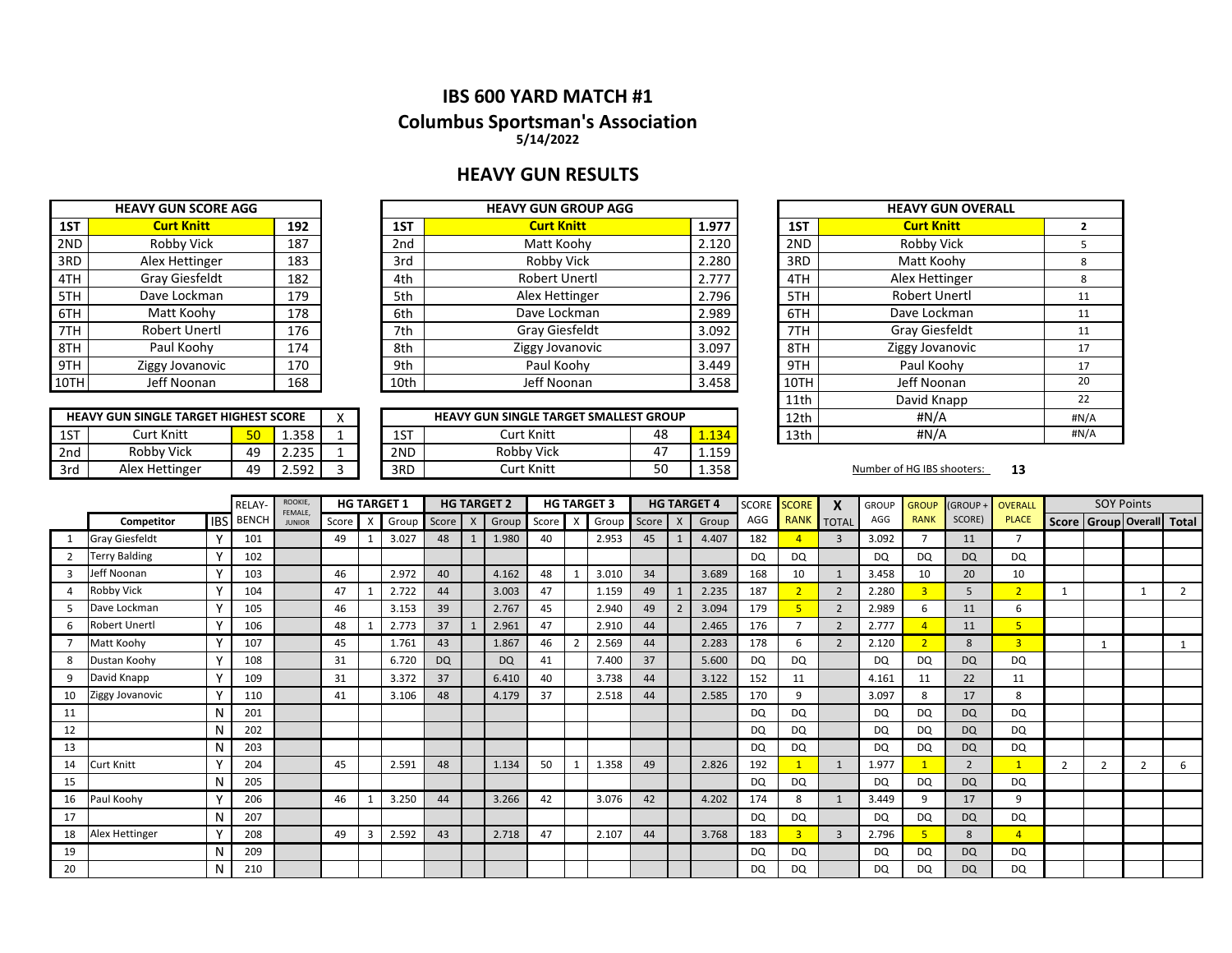# IBS 600 YARD MATCH #1

## Columbus Sportsman's Association

**5/14/2022**

## HEAVY GUN RESULTS

| HEAVY GUN SCORE AGG | | |
|---|---|---|
| 1ST | **Curt Knitt** | **192** |
| 2ND | Robby Vick | 187 |
| 3RD | Alex Hettinger | 183 |
| 4TH | Gray Giesfeldt | 182 |
| 5TH | Dave Lockman | 179 |
| 6TH | Matt Koohy | 178 |
| 7TH | Robert Unertl | 176 |
| 8TH | Paul Koohy | 174 |
| 9TH | Ziggy Jovanovic | 170 |
| 10TH | Jeff Noonan | 168 |

| HEAVY GUN GROUP AGG | | |
|---|---|---|
| 1ST | **Curt Knitt** | **1.977** |
| 2nd | Matt Koohy | 2.120 |
| 3rd | Robby Vick | 2.280 |
| 4th | Robert Unertl | 2.777 |
| 5th | Alex Hettinger | 2.796 |
| 6th | Dave Lockman | 2.989 |
| 7th | Gray Giesfeldt | 3.092 |
| 8th | Ziggy Jovanovic | 3.097 |
| 9th | Paul Koohy | 3.449 |
| 10th | Jeff Noonan | 3.458 |

| HEAVY GUN OVERALL | | |
|---|---|---|
| 1ST | **Curt Knitt** | **2** |
| 2ND | Robby Vick | 5 |
| 3RD | Matt Koohy | 8 |
| 4TH | Alex Hettinger | 8 |
| 5TH | Robert Unertl | 11 |
| 6TH | Dave Lockman | 11 |
| 7TH | Gray Giesfeldt | 11 |
| 8TH | Ziggy Jovanovic | 17 |
| 9TH | Paul Koohy | 17 |
| 10TH | Jeff Noonan | 20 |
| 11th | David Knapp | 22 |
| 12th | #N/A | #N/A |
| 13th | #N/A | #N/A |

| HEAVY GUN SINGLE TARGET HIGHEST SCORE | | | | X |
|---|---|---|---|---|
| 1ST | Curt Knitt | 50 | 1.358 | 1 |
| 2nd | Robby Vick | 49 | 2.235 | 1 |
| 3rd | Alex Hettinger | 49 | 2.592 | 3 |

| HEAVY GUN SINGLE TARGET SMALLEST GROUP | | | |
|---|---|---|---|
| 1ST | Curt Knitt | 48 | 1.134 |
| 2ND | Robby Vick | 47 | 1.159 |
| 3RD | Curt Knitt | 50 | 1.358 |

Number of HG IBS shooters: **13**

| | Competitor | IBS | RELAY-BENCH | ROOKIE, FEMALE, JUNIOR | HG TARGET 1 Score | X | Group | HG TARGET 2 Score | X | Group | HG TARGET 3 Score | X | Group | HG TARGET 4 Score | X | Group | SCORE AGG | SCORE RANK | X TOTAL | GROUP AGG | GROUP RANK | (GROUP + SCORE) | OVERALL PLACE | SOY Points Score | Group | Overall | Total |
|---|---|---|---|---|---|---|---|---|---|---|---|---|---|---|---|---|---|---|---|---|---|---|---|---|---|---|---|
| 1 | Gray Giesfeldt | Y | 101 | | 49 | 1 | 3.027 | 48 | 1 | 1.980 | 40 | | 2.953 | 45 | 1 | 4.407 | 182 | 4 | 3 | 3.092 | 7 | 11 | 7 | | | | |
| 2 | Terry Balding | Y | 102 | | | | | | | | | | | | | | DQ | DQ | | DQ | DQ | DQ | DQ | | | | |
| 3 | Jeff Noonan | Y | 103 | | 46 | | 2.972 | 40 | | 4.162 | 48 | 1 | 3.010 | 34 | | 3.689 | 168 | 10 | 1 | 3.458 | 10 | 20 | 10 | | | | |
| 4 | Robby Vick | Y | 104 | | 47 | 1 | 2.722 | 44 | | 3.003 | 47 | | 1.159 | 49 | 1 | 2.235 | 187 | 2 | 2 | 2.280 | 3 | 5 | 2 | 1 | | 1 | 2 |
| 5 | Dave Lockman | Y | 105 | | 46 | | 3.153 | 39 | | 2.767 | 45 | | 2.940 | 49 | 2 | 3.094 | 179 | 5 | 2 | 2.989 | 6 | 11 | 6 | | | | |
| 6 | Robert Unertl | Y | 106 | | 48 | 1 | 2.773 | 37 | 1 | 2.961 | 47 | | 2.910 | 44 | | 2.465 | 176 | 7 | 2 | 2.777 | 4 | 11 | 5 | | | | |
| 7 | Matt Koohy | Y | 107 | | 45 | | 1.761 | 43 | | 1.867 | 46 | 2 | 2.569 | 44 | | 2.283 | 178 | 6 | 2 | 2.120 | 2 | 8 | 3 | | 1 | | 1 |
| 8 | Dustan Koohy | Y | 108 | | 31 | | 6.720 | DQ | | DQ | 41 | | 7.400 | 37 | | 5.600 | DQ | DQ | | DQ | DQ | DQ | DQ | | | | |
| 9 | David Knapp | Y | 109 | | 31 | | 3.372 | 37 | | 6.410 | 40 | | 3.738 | 44 | | 3.122 | 152 | 11 | | 4.161 | 11 | 22 | 11 | | | | |
| 10 | Ziggy Jovanovic | Y | 110 | | 41 | | 3.106 | 48 | | 4.179 | 37 | | 2.518 | 44 | | 2.585 | 170 | 9 | | 3.097 | 8 | 17 | 8 | | | | |
| 11 | | N | 201 | | | | | | | | | | | | | | DQ | DQ | | DQ | DQ | DQ | DQ | | | | |
| 12 | | N | 202 | | | | | | | | | | | | | | DQ | DQ | | DQ | DQ | DQ | DQ | | | | |
| 13 | | N | 203 | | | | | | | | | | | | | | DQ | DQ | | DQ | DQ | DQ | DQ | | | | |
| 14 | Curt Knitt | Y | 204 | | 45 | | 2.591 | 48 | | 1.134 | 50 | 1 | 1.358 | 49 | | 2.826 | 192 | 1 | 1 | 1.977 | 1 | 2 | 1 | 2 | 2 | 2 | 6 |
| 15 | | N | 205 | | | | | | | | | | | | | | DQ | DQ | | DQ | DQ | DQ | DQ | | | | |
| 16 | Paul Koohy | Y | 206 | | 46 | 1 | 3.250 | 44 | | 3.266 | 42 | | 3.076 | 42 | | 4.202 | 174 | 8 | 1 | 3.449 | 9 | 17 | 9 | | | | |
| 17 | | N | 207 | | | | | | | | | | | | | | DQ | DQ | | DQ | DQ | DQ | DQ | | | | |
| 18 | Alex Hettinger | Y | 208 | | 49 | 3 | 2.592 | 43 | | 2.718 | 47 | | 2.107 | 44 | | 3.768 | 183 | 3 | 3 | 2.796 | 5 | 8 | 4 | | | | |
| 19 | | N | 209 | | | | | | | | | | | | | | DQ | DQ | | DQ | DQ | DQ | DQ | | | | |
| 20 | | N | 210 | | | | | | | | | | | | | | DQ | DQ | | DQ | DQ | DQ | DQ | | | | |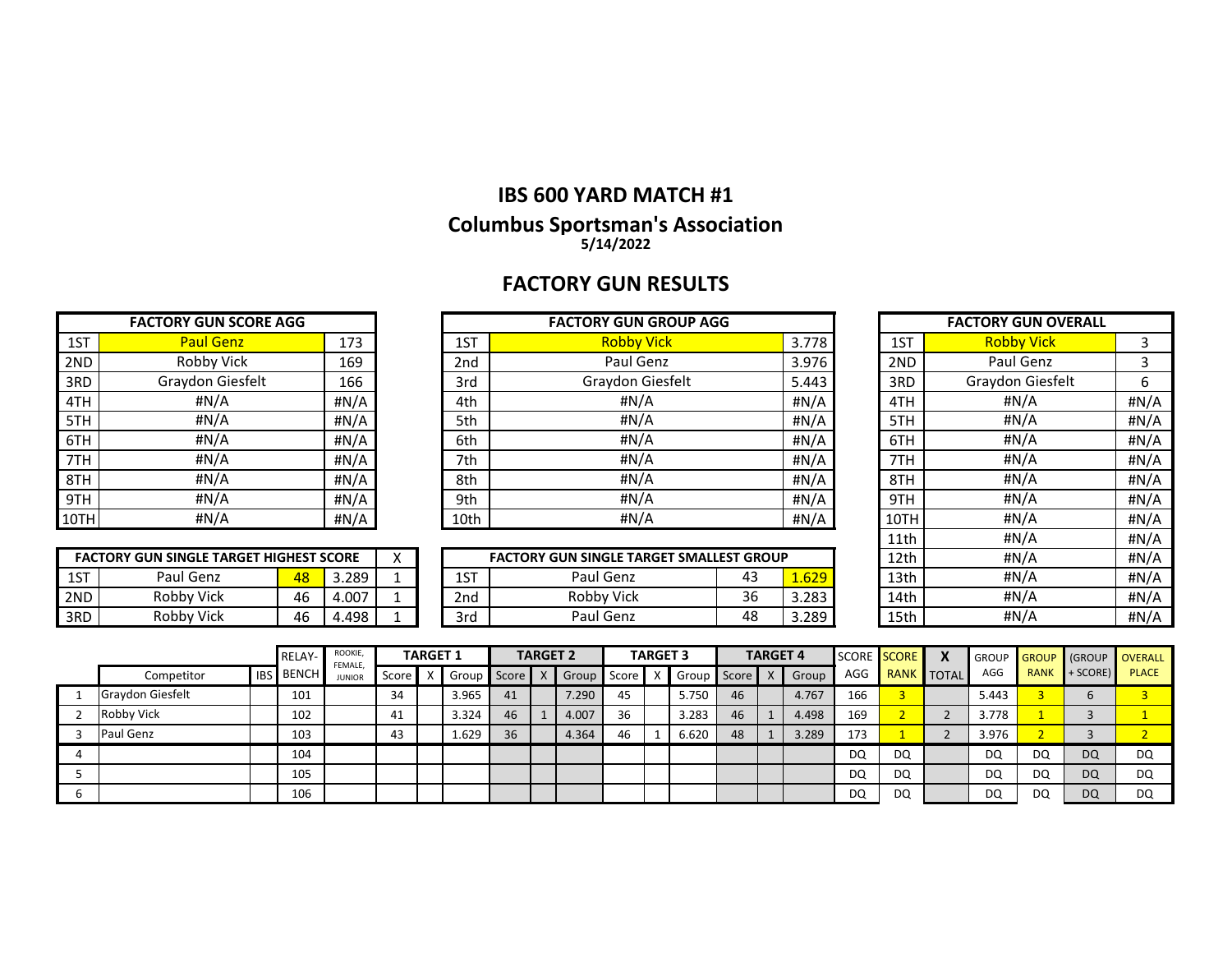# IBS 600 YARD MATCH #1

## Columbus Sportsman's Association

**5/14/2022**

## FACTORY GUN RESULTS

| FACTORY GUN SCORE AGG | | |
|---|---|---|
| 1ST | Paul Genz | 173 |
| 2ND | Robby Vick | 169 |
| 3RD | Graydon Giesfelt | 166 |
| 4TH | #N/A | #N/A |
| 5TH | #N/A | #N/A |
| 6TH | #N/A | #N/A |
| 7TH | #N/A | #N/A |
| 8TH | #N/A | #N/A |
| 9TH | #N/A | #N/A |
| 10TH | #N/A | #N/A |

| FACTORY GUN GROUP AGG | | |
|---|---|---|
| 1ST | Robby Vick | 3.778 |
| 2nd | Paul Genz | 3.976 |
| 3rd | Graydon Giesfelt | 5.443 |
| 4th | #N/A | #N/A |
| 5th | #N/A | #N/A |
| 6th | #N/A | #N/A |
| 7th | #N/A | #N/A |
| 8th | #N/A | #N/A |
| 9th | #N/A | #N/A |
| 10th | #N/A | #N/A |

| FACTORY GUN OVERALL | | |
|---|---|---|
| 1ST | Robby Vick | 3 |
| 2ND | Paul Genz | 3 |
| 3RD | Graydon Giesfelt | 6 |
| 4TH | #N/A | #N/A |
| 5TH | #N/A | #N/A |
| 6TH | #N/A | #N/A |
| 7TH | #N/A | #N/A |
| 8TH | #N/A | #N/A |
| 9TH | #N/A | #N/A |
| 10TH | #N/A | #N/A |
| 11th | #N/A | #N/A |
| 12th | #N/A | #N/A |
| 13th | #N/A | #N/A |
| 14th | #N/A | #N/A |
| 15th | #N/A | #N/A |

| FACTORY GUN SINGLE TARGET HIGHEST SCORE | | | | X |
|---|---|---|---|---|
| 1ST | Paul Genz | 48 | 3.289 | 1 |
| 2ND | Robby Vick | 46 | 4.007 | 1 |
| 3RD | Robby Vick | 46 | 4.498 | 1 |

| FACTORY GUN SINGLE TARGET SMALLEST GROUP | | | |
|---|---|---|---|
| 1ST | Paul Genz | 43 | 1.629 |
| 2nd | Robby Vick | 36 | 3.283 |
| 3rd | Paul Genz | 48 | 3.289 |

| | Competitor | IBS | RELAY-BENCH | ROOKIE, FEMALE, JUNIOR | TARGET 1 | | | TARGET 2 | | | TARGET 3 | | | TARGET 4 | | | SCORE AGG | SCORE RANK | X TOTAL | GROUP AGG | GROUP RANK | (GROUP + SCORE) | OVERALL PLACE |
|---|---|---|---|---|---|---|---|---|---|---|---|---|---|---|---|---|---|---|---|---|---|---|---|
| | | | | | Score | X | Group | Score | X | Group | Score | X | Group | Score | X | Group | | | | | | | |
| 1 | Graydon Giesfelt | | 101 | | 34 | | 3.965 | 41 | | 7.290 | 45 | | 5.750 | 46 | | 4.767 | 166 | 3 | | 5.443 | 3 | 6 | 3 |
| 2 | Robby Vick | | 102 | | 41 | | 3.324 | 46 | 1 | 4.007 | 36 | | 3.283 | 46 | 1 | 4.498 | 169 | 2 | 2 | 3.778 | 1 | 3 | 1 |
| 3 | Paul Genz | | 103 | | 43 | | 1.629 | 36 | | 4.364 | 46 | 1 | 6.620 | 48 | 1 | 3.289 | 173 | 1 | 2 | 3.976 | 2 | 3 | 2 |
| 4 | | | 104 | | | | | | | | | | | | | | DQ | DQ | | DQ | DQ | DQ | DQ |
| 5 | | | 105 | | | | | | | | | | | | | | DQ | DQ | | DQ | DQ | DQ | DQ |
| 6 | | | 106 | | | | | | | | | | | | | | DQ | DQ | | DQ | DQ | DQ | DQ |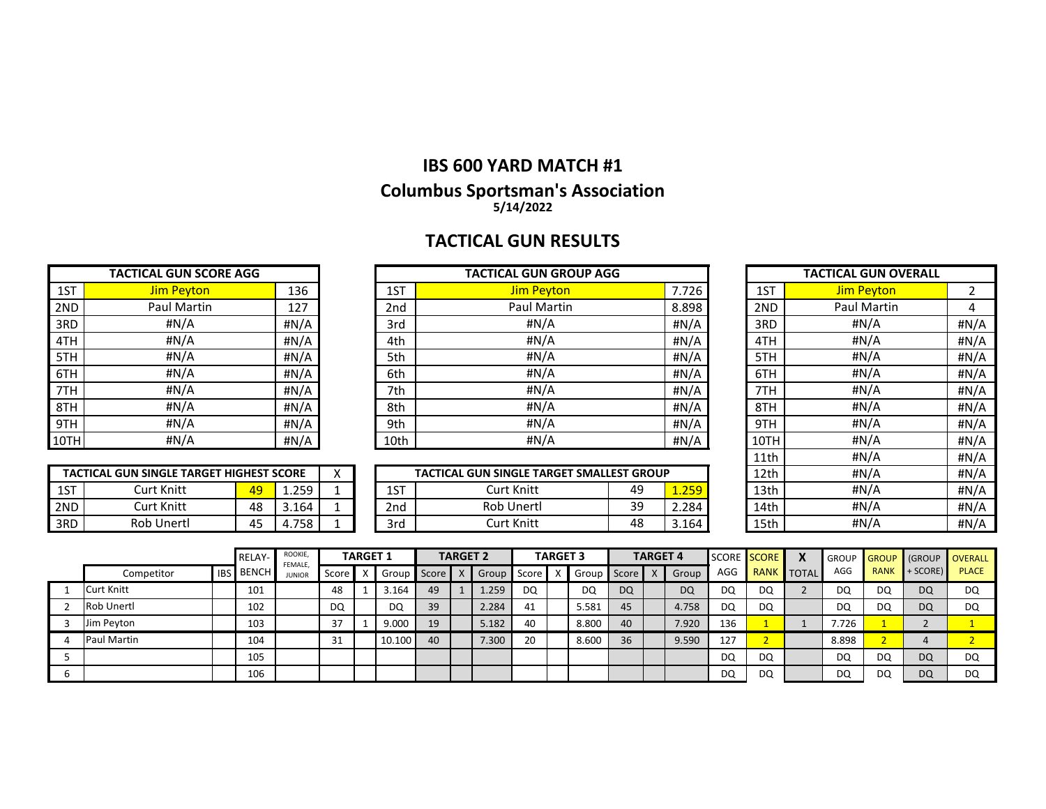# IBS 600 YARD MATCH #1

## Columbus Sportsman's Association

**5/14/2022**

## TACTICAL GUN RESULTS

| TACTICAL GUN SCORE AGG | | |
|---|---|---|
| 1ST | Jim Peyton | 136 |
| 2ND | Paul Martin | 127 |
| 3RD | #N/A | #N/A |
| 4TH | #N/A | #N/A |
| 5TH | #N/A | #N/A |
| 6TH | #N/A | #N/A |
| 7TH | #N/A | #N/A |
| 8TH | #N/A | #N/A |
| 9TH | #N/A | #N/A |
| 10TH | #N/A | #N/A |

| TACTICAL GUN GROUP AGG | | |
|---|---|---|
| 1ST | Jim Peyton | 7.726 |
| 2nd | Paul Martin | 8.898 |
| 3rd | #N/A | #N/A |
| 4th | #N/A | #N/A |
| 5th | #N/A | #N/A |
| 6th | #N/A | #N/A |
| 7th | #N/A | #N/A |
| 8th | #N/A | #N/A |
| 9th | #N/A | #N/A |
| 10th | #N/A | #N/A |

| TACTICAL GUN OVERALL | | |
|---|---|---|
| 1ST | Jim Peyton | 2 |
| 2ND | Paul Martin | 4 |
| 3RD | #N/A | #N/A |
| 4TH | #N/A | #N/A |
| 5TH | #N/A | #N/A |
| 6TH | #N/A | #N/A |
| 7TH | #N/A | #N/A |
| 8TH | #N/A | #N/A |
| 9TH | #N/A | #N/A |
| 10TH | #N/A | #N/A |
| 11th | #N/A | #N/A |
| 12th | #N/A | #N/A |
| 13th | #N/A | #N/A |
| 14th | #N/A | #N/A |
| 15th | #N/A | #N/A |

| TACTICAL GUN SINGLE TARGET HIGHEST SCORE | | | | X |
|---|---|---|---|---|
| 1ST | Curt Knitt | 49 | 1.259 | 1 |
| 2ND | Curt Knitt | 48 | 3.164 | 1 |
| 3RD | Rob Unertl | 45 | 4.758 | 1 |

| TACTICAL GUN SINGLE TARGET SMALLEST GROUP | | | |
|---|---|---|---|
| 1ST | Curt Knitt | 49 | 1.259 |
| 2nd | Rob Unertl | 39 | 2.284 |
| 3rd | Curt Knitt | 48 | 3.164 |

| | | | RELAY- | ROOKIE, FEMALE, JUNIOR | TARGET 1 | | | TARGET 2 | | | TARGET 3 | | | TARGET 4 | | | SCORE | SCORE | X | GROUP | GROUP | (GROUP | OVERALL |
|---|---|---|---|---|---|---|---|---|---|---|---|---|---|---|---|---|---|---|---|---|---|---|---|
| | Competitor | IBS | BENCH | | Score | X | Group | Score | X | Group | Score | X | Group | Score | X | Group | AGG | RANK | TOTAL | AGG | RANK | + SCORE) | PLACE |
| 1 | Curt Knitt | | 101 | | 48 | 1 | 3.164 | 49 | 1 | 1.259 | DQ | | DQ | DQ | | DQ | DQ | DQ | 2 | DQ | DQ | DQ | DQ |
| 2 | Rob Unertl | | 102 | | DQ | | DQ | 39 | | 2.284 | 41 | | 5.581 | 45 | | 4.758 | DQ | DQ | | DQ | DQ | DQ | DQ |
| 3 | Jim Peyton | | 103 | | 37 | 1 | 9.000 | 19 | | 5.182 | 40 | | 8.800 | 40 | | 7.920 | 136 | 1 | 1 | 7.726 | 1 | 2 | 1 |
| 4 | Paul Martin | | 104 | | 31 | | 10.100 | 40 | | 7.300 | 20 | | 8.600 | 36 | | 9.590 | 127 | 2 | | 8.898 | 2 | 4 | 2 |
| 5 | | | 105 | | | | | | | | | | | | | | DQ | DQ | | DQ | DQ | DQ | DQ |
| 6 | | | 106 | | | | | | | | | | | | | | DQ | DQ | | DQ | DQ | DQ | DQ |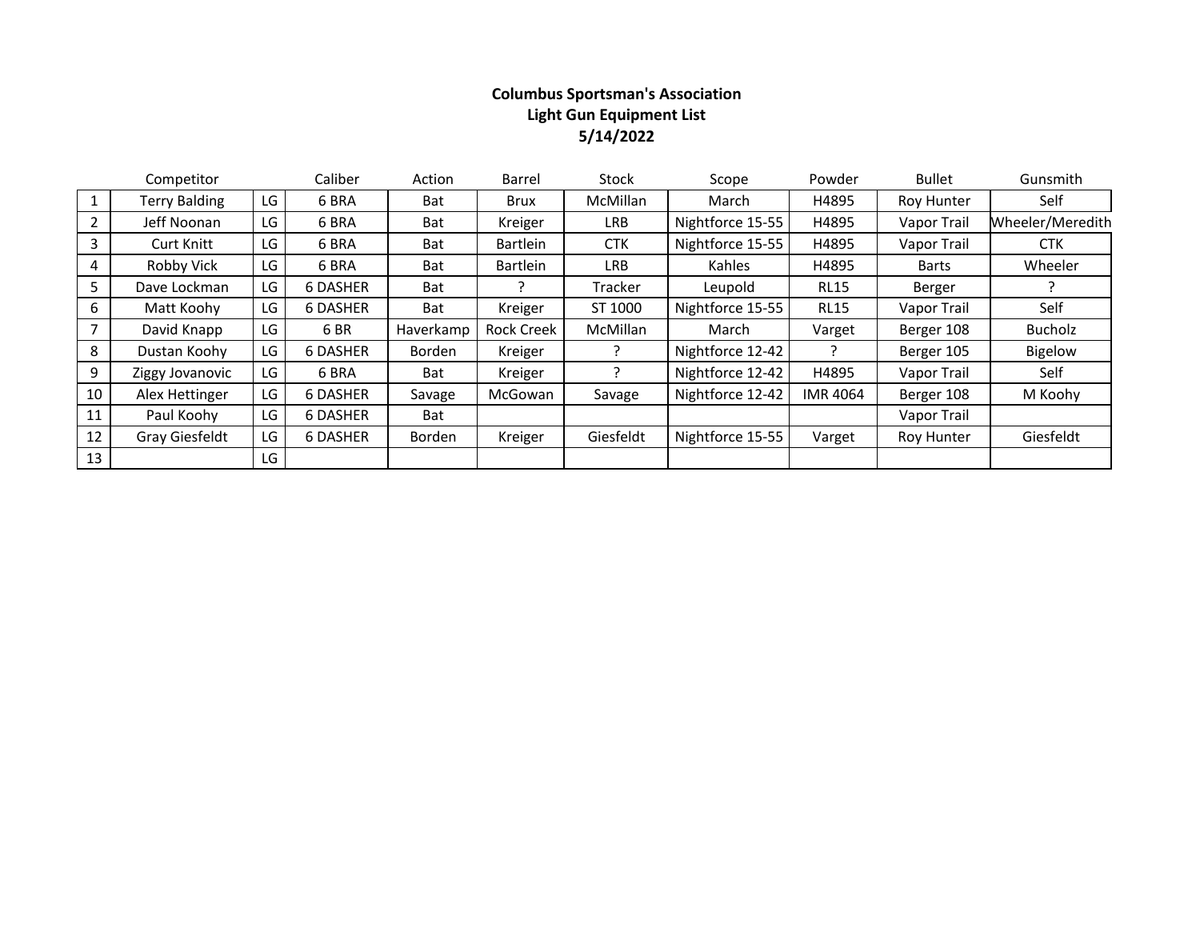**Columbus Sportsman's Association**
**Light Gun Equipment List**
**5/14/2022**

| | Competitor | | Caliber | Action | Barrel | Stock | Scope | Powder | Bullet | Gunsmith |
|---|---|---|---|---|---|---|---|---|---|---|
| 1 | Terry Balding | LG | 6 BRA | Bat | Brux | McMillan | March | H4895 | Roy Hunter | Self |
| 2 | Jeff Noonan | LG | 6 BRA | Bat | Kreiger | LRB | Nightforce 15-55 | H4895 | Vapor Trail | Wheeler/Meredith |
| 3 | Curt Knitt | LG | 6 BRA | Bat | Bartlein | CTK | Nightforce 15-55 | H4895 | Vapor Trail | CTK |
| 4 | Robby Vick | LG | 6 BRA | Bat | Bartlein | LRB | Kahles | H4895 | Barts | Wheeler |
| 5 | Dave Lockman | LG | 6 DASHER | Bat | ? | Tracker | Leupold | RL15 | Berger | ? |
| 6 | Matt Koohy | LG | 6 DASHER | Bat | Kreiger | ST 1000 | Nightforce 15-55 | RL15 | Vapor Trail | Self |
| 7 | David Knapp | LG | 6 BR | Haverkamp | Rock Creek | McMillan | March | Varget | Berger 108 | Bucholz |
| 8 | Dustan Koohy | LG | 6 DASHER | Borden | Kreiger | ? | Nightforce 12-42 | ? | Berger 105 | Bigelow |
| 9 | Ziggy Jovanovic | LG | 6 BRA | Bat | Kreiger | ? | Nightforce 12-42 | H4895 | Vapor Trail | Self |
| 10 | Alex Hettinger | LG | 6 DASHER | Savage | McGowan | Savage | Nightforce 12-42 | IMR 4064 | Berger 108 | M Koohy |
| 11 | Paul Koohy | LG | 6 DASHER | Bat | | | | | Vapor Trail | |
| 12 | Gray Giesfeldt | LG | 6 DASHER | Borden | Kreiger | Giesfeldt | Nightforce 15-55 | Varget | Roy Hunter | Giesfeldt |
| 13 | | LG | | | | | | | | |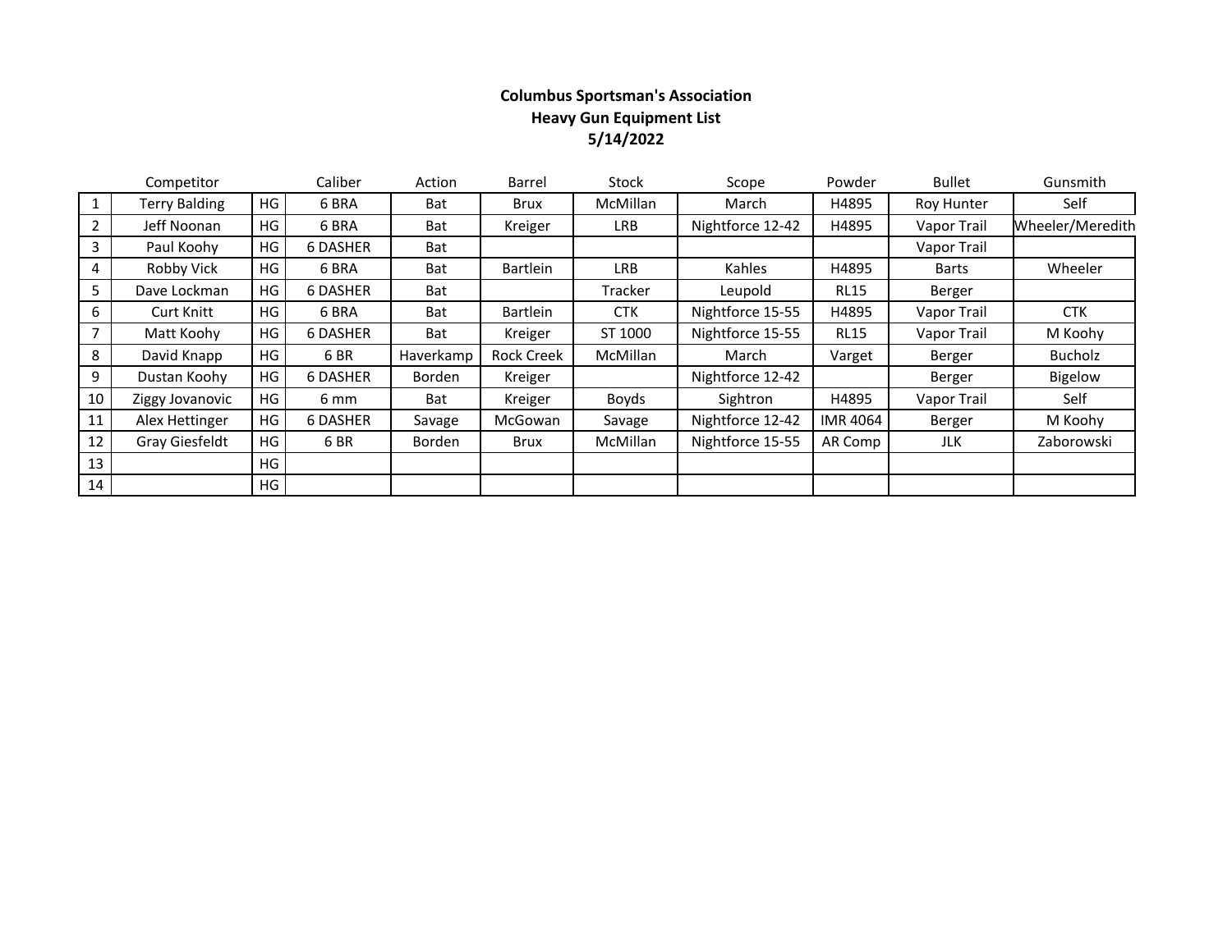**Columbus Sportsman's Association**
**Heavy Gun Equipment List**
**5/14/2022**

| | Competitor | | Caliber | Action | Barrel | Stock | Scope | Powder | Bullet | Gunsmith |
|---|---|---|---|---|---|---|---|---|---|---|
| 1 | Terry Balding | HG | 6 BRA | Bat | Brux | McMillan | March | H4895 | Roy Hunter | Self |
| 2 | Jeff Noonan | HG | 6 BRA | Bat | Kreiger | LRB | Nightforce 12-42 | H4895 | Vapor Trail | Wheeler/Meredith |
| 3 | Paul Koohy | HG | 6 DASHER | Bat | | | | | Vapor Trail | |
| 4 | Robby Vick | HG | 6 BRA | Bat | Bartlein | LRB | Kahles | H4895 | Barts | Wheeler |
| 5 | Dave Lockman | HG | 6 DASHER | Bat | | Tracker | Leupold | RL15 | Berger | |
| 6 | Curt Knitt | HG | 6 BRA | Bat | Bartlein | CTK | Nightforce 15-55 | H4895 | Vapor Trail | CTK |
| 7 | Matt Koohy | HG | 6 DASHER | Bat | Kreiger | ST 1000 | Nightforce 15-55 | RL15 | Vapor Trail | M Koohy |
| 8 | David Knapp | HG | 6 BR | Haverkamp | Rock Creek | McMillan | March | Varget | Berger | Bucholz |
| 9 | Dustan Koohy | HG | 6 DASHER | Borden | Kreiger | | Nightforce 12-42 | | Berger | Bigelow |
| 10 | Ziggy Jovanovic | HG | 6 mm | Bat | Kreiger | Boyds | Sightron | H4895 | Vapor Trail | Self |
| 11 | Alex Hettinger | HG | 6 DASHER | Savage | McGowan | Savage | Nightforce 12-42 | IMR 4064 | Berger | M Koohy |
| 12 | Gray Giesfeldt | HG | 6 BR | Borden | Brux | McMillan | Nightforce 15-55 | AR Comp | JLK | Zaborowski |
| 13 | | HG | | | | | | | | |
| 14 | | HG | | | | | | | | |